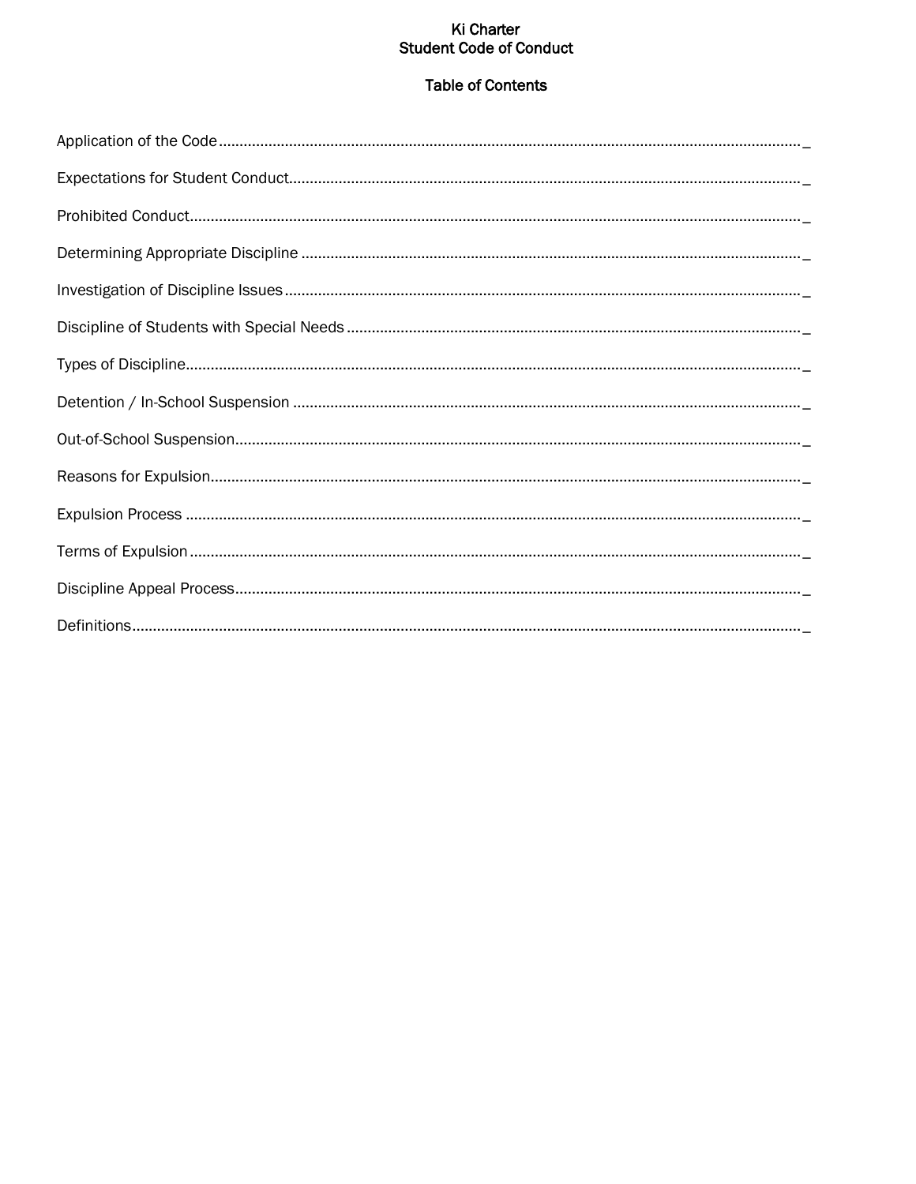# Ki Charter
## Student Code of Conduct

### Table of Contents

Application of the Code............................................................................................................................................. _

Expectations for Student Conduct............................................................................................................................ _

Prohibited Conduct..................................................................................................................................................... _

Determining Appropriate Discipline ......................................................................................................................... _

Investigation of Discipline Issues.............................................................................................................................. _

Discipline of Students with Special Needs .............................................................................................................. _

Types of Discipline...................................................................................................................................................... _

Detention / In-School Suspension ............................................................................................................................ _

Out-of-School Suspension.......................................................................................................................................... _

Reasons for Expulsion................................................................................................................................................ _

Expulsion Process ...................................................................................................................................................... _

Terms of Expulsion..................................................................................................................................................... _

Discipline Appeal Process.......................................................................................................................................... _

Definitions.................................................................................................................................................................... _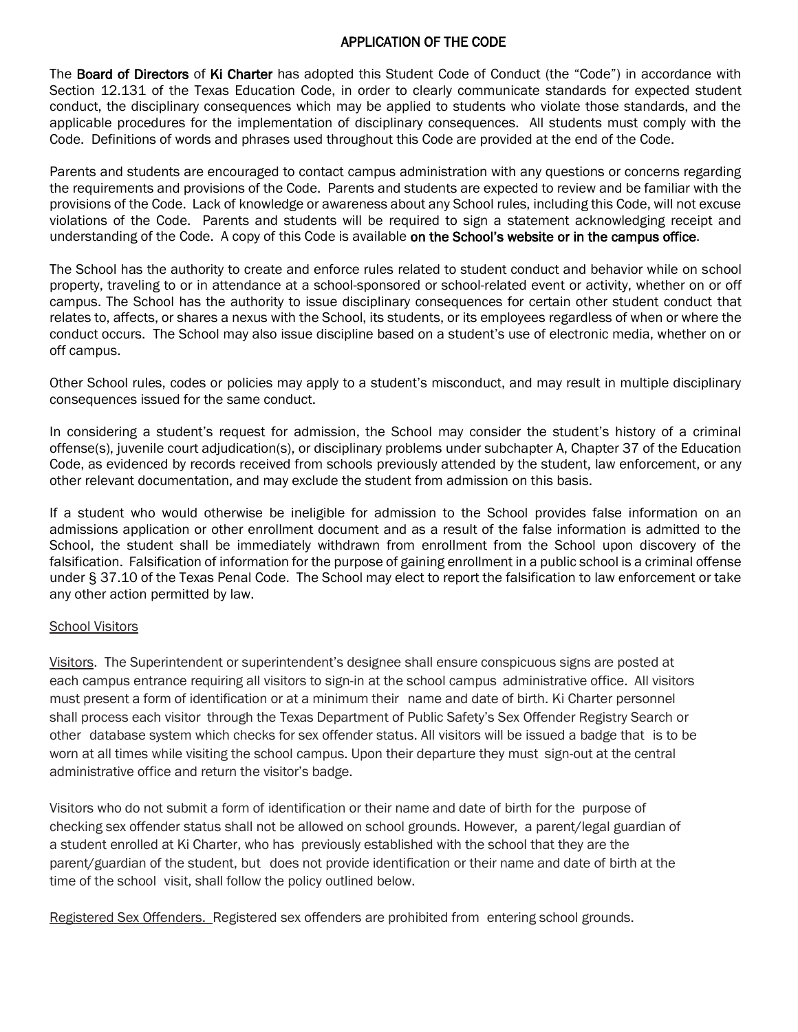## APPLICATION OF THE CODE

The **Board of Directors** of **Ki Charter** has adopted this Student Code of Conduct (the "Code") in accordance with Section 12.131 of the Texas Education Code, in order to clearly communicate standards for expected student conduct, the disciplinary consequences which may be applied to students who violate those standards, and the applicable procedures for the implementation of disciplinary consequences. All students must comply with the Code. Definitions of words and phrases used throughout this Code are provided at the end of the Code.

Parents and students are encouraged to contact campus administration with any questions or concerns regarding the requirements and provisions of the Code. Parents and students are expected to review and be familiar with the provisions of the Code. Lack of knowledge or awareness about any School rules, including this Code, will not excuse violations of the Code. Parents and students will be required to sign a statement acknowledging receipt and understanding of the Code. A copy of this Code is available **on the School's website or in the campus office**.

The School has the authority to create and enforce rules related to student conduct and behavior while on school property, traveling to or in attendance at a school-sponsored or school-related event or activity, whether on or off campus. The School has the authority to issue disciplinary consequences for certain other student conduct that relates to, affects, or shares a nexus with the School, its students, or its employees regardless of when or where the conduct occurs. The School may also issue discipline based on a student's use of electronic media, whether on or off campus.

Other School rules, codes or policies may apply to a student's misconduct, and may result in multiple disciplinary consequences issued for the same conduct.

In considering a student's request for admission, the School may consider the student's history of a criminal offense(s), juvenile court adjudication(s), or disciplinary problems under subchapter A, Chapter 37 of the Education Code, as evidenced by records received from schools previously attended by the student, law enforcement, or any other relevant documentation, and may exclude the student from admission on this basis.

If a student who would otherwise be ineligible for admission to the School provides false information on an admissions application or other enrollment document and as a result of the false information is admitted to the School, the student shall be immediately withdrawn from enrollment from the School upon discovery of the falsification. Falsification of information for the purpose of gaining enrollment in a public school is a criminal offense under § 37.10 of the Texas Penal Code. The School may elect to report the falsification to law enforcement or take any other action permitted by law.

<u>School Visitors</u>

<u>Visitors</u>. The Superintendent or superintendent's designee shall ensure conspicuous signs are posted at each campus entrance requiring all visitors to sign-in at the school campus administrative office. All visitors must present a form of identification or at a minimum their name and date of birth. Ki Charter personnel shall process each visitor through the Texas Department of Public Safety's Sex Offender Registry Search or other database system which checks for sex offender status. All visitors will be issued a badge that is to be worn at all times while visiting the school campus. Upon their departure they must sign-out at the central administrative office and return the visitor's badge.

Visitors who do not submit a form of identification or their name and date of birth for the purpose of checking sex offender status shall not be allowed on school grounds. However, a parent/legal guardian of a student enrolled at Ki Charter, who has previously established with the school that they are the parent/guardian of the student, but does not provide identification or their name and date of birth at the time of the school visit, shall follow the policy outlined below.

<u>Registered Sex Offenders.</u> Registered sex offenders are prohibited from entering school grounds.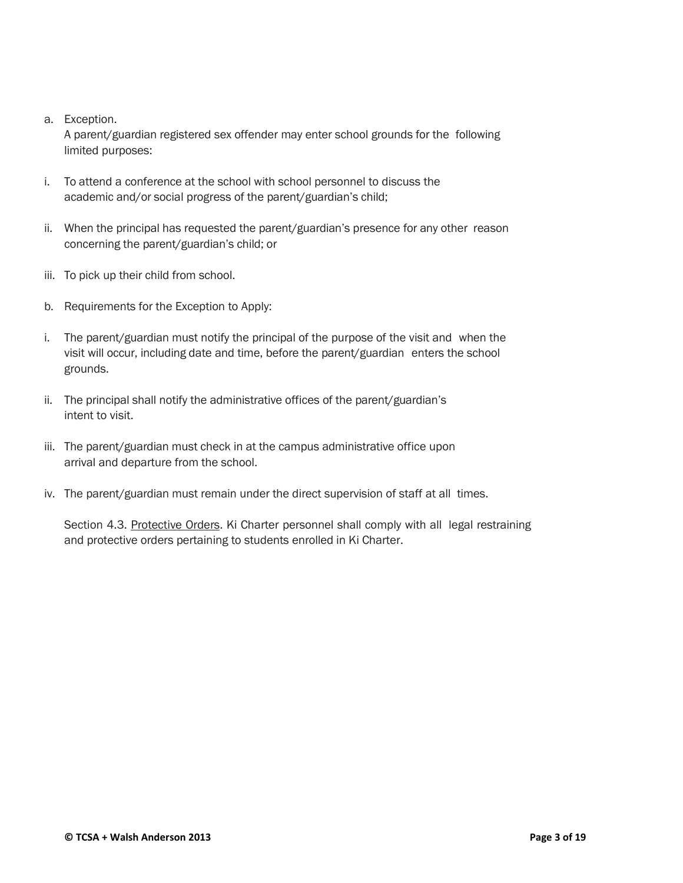a. Exception.
   A parent/guardian registered sex offender may enter school grounds for the following limited purposes:

i. To attend a conference at the school with school personnel to discuss the academic and/or social progress of the parent/guardian's child;

ii. When the principal has requested the parent/guardian's presence for any other reason concerning the parent/guardian's child; or

iii. To pick up their child from school.

b. Requirements for the Exception to Apply:

i. The parent/guardian must notify the principal of the purpose of the visit and when the visit will occur, including date and time, before the parent/guardian enters the school grounds.

ii. The principal shall notify the administrative offices of the parent/guardian's intent to visit.

iii. The parent/guardian must check in at the campus administrative office upon arrival and departure from the school.

iv. The parent/guardian must remain under the direct supervision of staff at all times.

Section 4.3. Protective Orders. Ki Charter personnel shall comply with all legal restraining and protective orders pertaining to students enrolled in Ki Charter.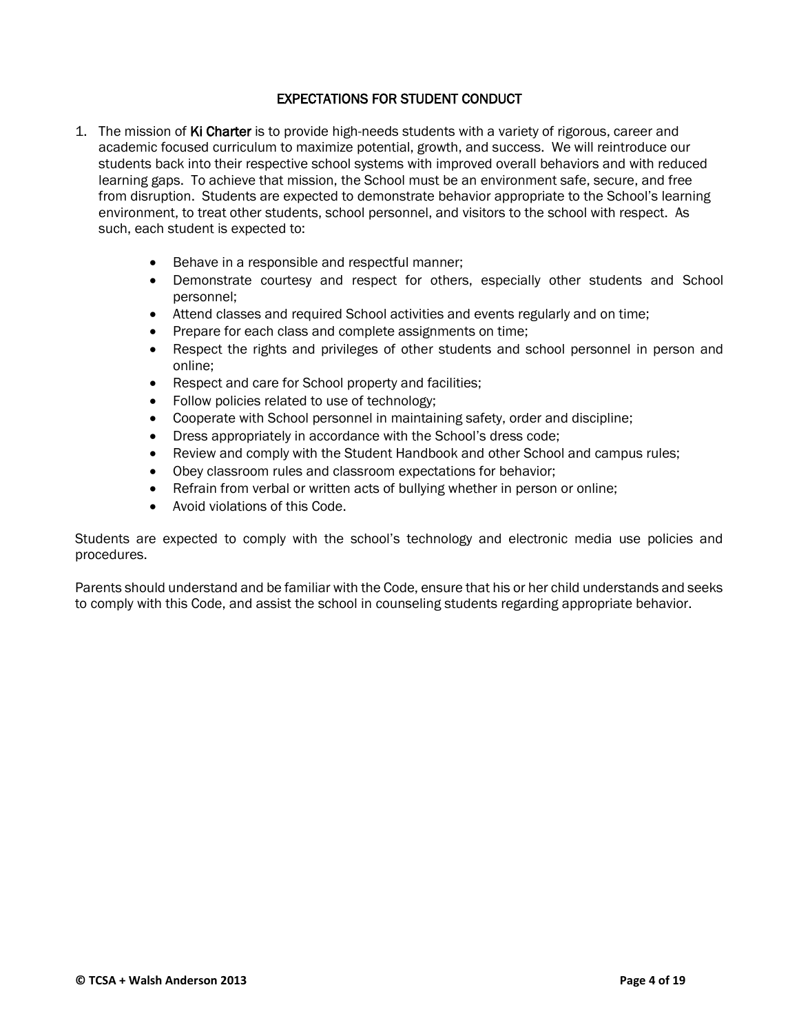## EXPECTATIONS FOR STUDENT CONDUCT

1. The mission of **Ki Charter** is to provide high-needs students with a variety of rigorous, career and academic focused curriculum to maximize potential, growth, and success. We will reintroduce our students back into their respective school systems with improved overall behaviors and with reduced learning gaps. To achieve that mission, the School must be an environment safe, secure, and free from disruption. Students are expected to demonstrate behavior appropriate to the School's learning environment, to treat other students, school personnel, and visitors to the school with respect. As such, each student is expected to:

   - Behave in a responsible and respectful manner;
   - Demonstrate courtesy and respect for others, especially other students and School personnel;
   - Attend classes and required School activities and events regularly and on time;
   - Prepare for each class and complete assignments on time;
   - Respect the rights and privileges of other students and school personnel in person and online;
   - Respect and care for School property and facilities;
   - Follow policies related to use of technology;
   - Cooperate with School personnel in maintaining safety, order and discipline;
   - Dress appropriately in accordance with the School's dress code;
   - Review and comply with the Student Handbook and other School and campus rules;
   - Obey classroom rules and classroom expectations for behavior;
   - Refrain from verbal or written acts of bullying whether in person or online;
   - Avoid violations of this Code.

Students are expected to comply with the school's technology and electronic media use policies and procedures.

Parents should understand and be familiar with the Code, ensure that his or her child understands and seeks to comply with this Code, and assist the school in counseling students regarding appropriate behavior.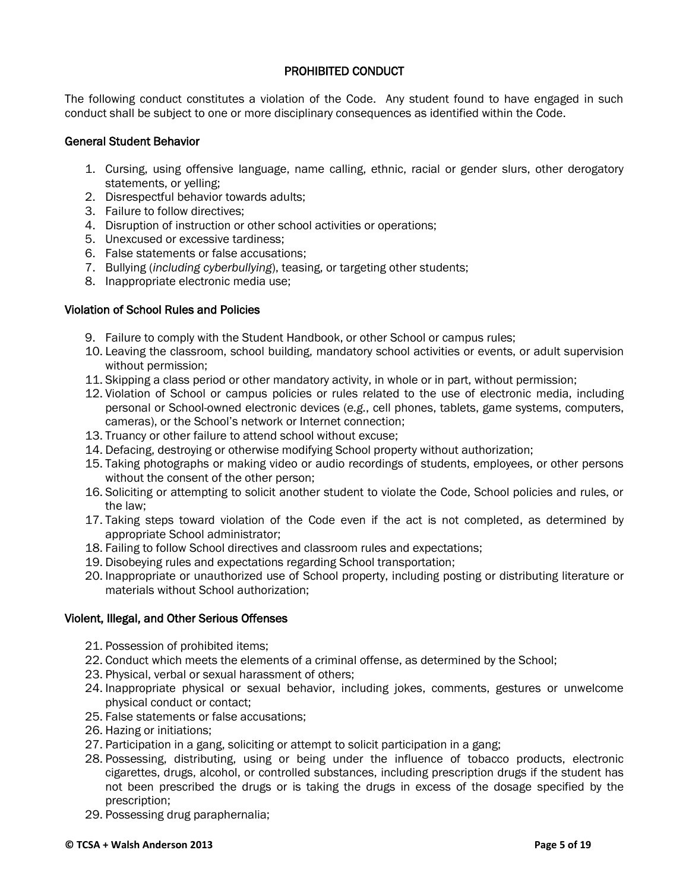## PROHIBITED CONDUCT

The following conduct constitutes a violation of the Code. Any student found to have engaged in such conduct shall be subject to one or more disciplinary consequences as identified within the Code.

### General Student Behavior

1. Cursing, using offensive language, name calling, ethnic, racial or gender slurs, other derogatory statements, or yelling;
2. Disrespectful behavior towards adults;
3. Failure to follow directives;
4. Disruption of instruction or other school activities or operations;
5. Unexcused or excessive tardiness;
6. False statements or false accusations;
7. Bullying (*including cyberbullying*), teasing, or targeting other students;
8. Inappropriate electronic media use;

### Violation of School Rules and Policies

9. Failure to comply with the Student Handbook, or other School or campus rules;
10. Leaving the classroom, school building, mandatory school activities or events, or adult supervision without permission;
11. Skipping a class period or other mandatory activity, in whole or in part, without permission;
12. Violation of School or campus policies or rules related to the use of electronic media, including personal or School-owned electronic devices (*e.g.*, cell phones, tablets, game systems, computers, cameras), or the School's network or Internet connection;
13. Truancy or other failure to attend school without excuse;
14. Defacing, destroying or otherwise modifying School property without authorization;
15. Taking photographs or making video or audio recordings of students, employees, or other persons without the consent of the other person;
16. Soliciting or attempting to solicit another student to violate the Code, School policies and rules, or the law;
17. Taking steps toward violation of the Code even if the act is not completed, as determined by appropriate School administrator;
18. Failing to follow School directives and classroom rules and expectations;
19. Disobeying rules and expectations regarding School transportation;
20. Inappropriate or unauthorized use of School property, including posting or distributing literature or materials without School authorization;

### Violent, Illegal, and Other Serious Offenses

21. Possession of prohibited items;
22. Conduct which meets the elements of a criminal offense, as determined by the School;
23. Physical, verbal or sexual harassment of others;
24. Inappropriate physical or sexual behavior, including jokes, comments, gestures or unwelcome physical conduct or contact;
25. False statements or false accusations;
26. Hazing or initiations;
27. Participation in a gang, soliciting or attempt to solicit participation in a gang;
28. Possessing, distributing, using or being under the influence of tobacco products, electronic cigarettes, drugs, alcohol, or controlled substances, including prescription drugs if the student has not been prescribed the drugs or is taking the drugs in excess of the dosage specified by the prescription;
29. Possessing drug paraphernalia;

**© TCSA + Walsh Anderson 2013**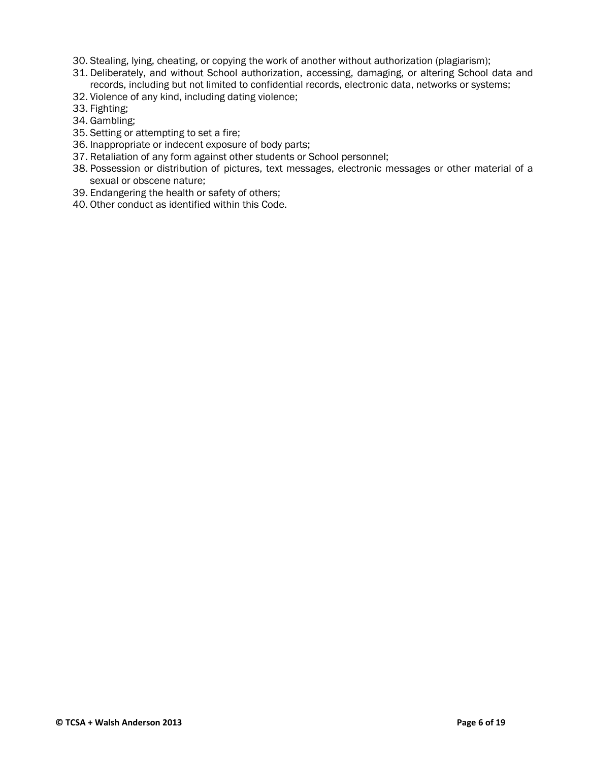30. Stealing, lying, cheating, or copying the work of another without authorization (plagiarism);
31. Deliberately, and without School authorization, accessing, damaging, or altering School data and records, including but not limited to confidential records, electronic data, networks or systems;
32. Violence of any kind, including dating violence;
33. Fighting;
34. Gambling;
35. Setting or attempting to set a fire;
36. Inappropriate or indecent exposure of body parts;
37. Retaliation of any form against other students or School personnel;
38. Possession or distribution of pictures, text messages, electronic messages or other material of a sexual or obscene nature;
39. Endangering the health or safety of others;
40. Other conduct as identified within this Code.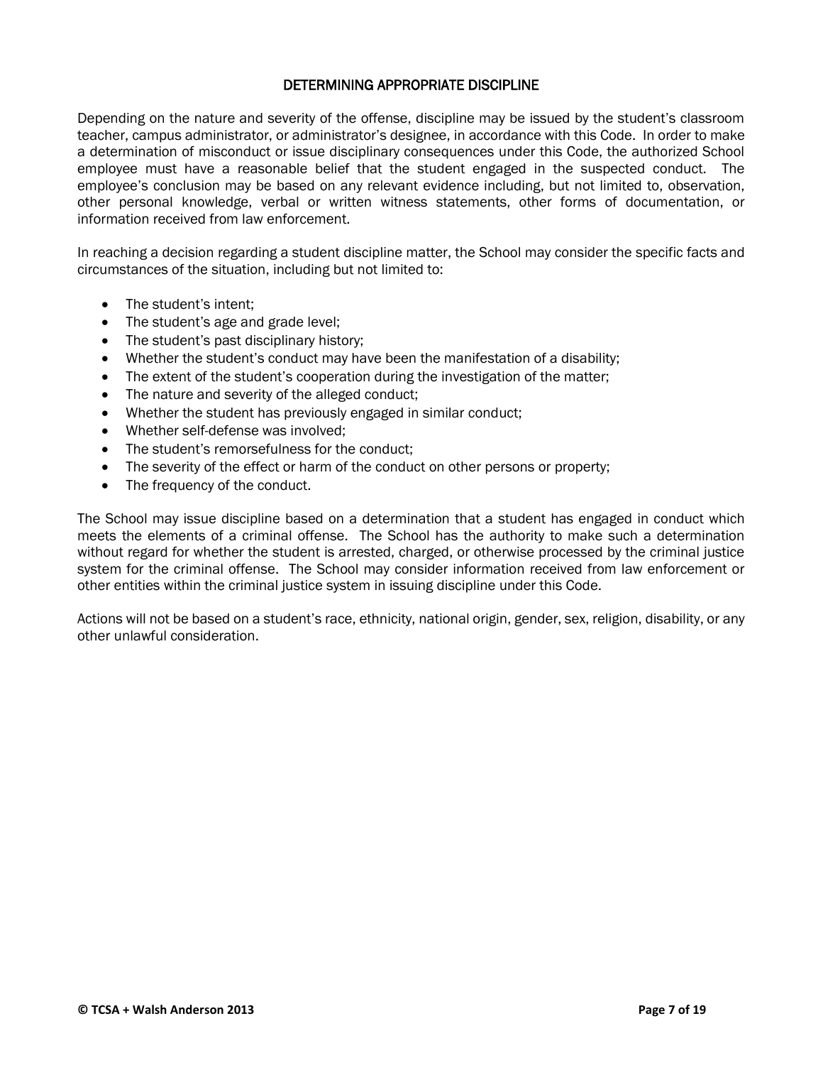## DETERMINING APPROPRIATE DISCIPLINE

Depending on the nature and severity of the offense, discipline may be issued by the student's classroom teacher, campus administrator, or administrator's designee, in accordance with this Code. In order to make a determination of misconduct or issue disciplinary consequences under this Code, the authorized School employee must have a reasonable belief that the student engaged in the suspected conduct. The employee's conclusion may be based on any relevant evidence including, but not limited to, observation, other personal knowledge, verbal or written witness statements, other forms of documentation, or information received from law enforcement.

In reaching a decision regarding a student discipline matter, the School may consider the specific facts and circumstances of the situation, including but not limited to:

- The student's intent;
- The student's age and grade level;
- The student's past disciplinary history;
- Whether the student's conduct may have been the manifestation of a disability;
- The extent of the student's cooperation during the investigation of the matter;
- The nature and severity of the alleged conduct;
- Whether the student has previously engaged in similar conduct;
- Whether self-defense was involved;
- The student's remorsefulness for the conduct;
- The severity of the effect or harm of the conduct on other persons or property;
- The frequency of the conduct.

The School may issue discipline based on a determination that a student has engaged in conduct which meets the elements of a criminal offense. The School has the authority to make such a determination without regard for whether the student is arrested, charged, or otherwise processed by the criminal justice system for the criminal offense. The School may consider information received from law enforcement or other entities within the criminal justice system in issuing discipline under this Code.

Actions will not be based on a student's race, ethnicity, national origin, gender, sex, religion, disability, or any other unlawful consideration.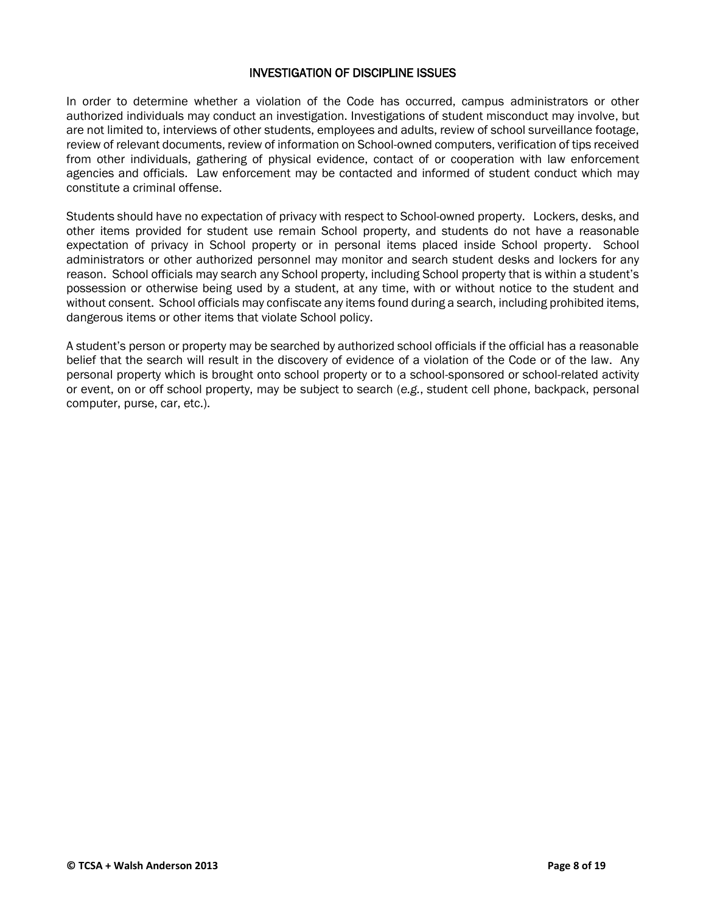## INVESTIGATION OF DISCIPLINE ISSUES

In order to determine whether a violation of the Code has occurred, campus administrators or other authorized individuals may conduct an investigation. Investigations of student misconduct may involve, but are not limited to, interviews of other students, employees and adults, review of school surveillance footage, review of relevant documents, review of information on School-owned computers, verification of tips received from other individuals, gathering of physical evidence, contact of or cooperation with law enforcement agencies and officials. Law enforcement may be contacted and informed of student conduct which may constitute a criminal offense.

Students should have no expectation of privacy with respect to School-owned property. Lockers, desks, and other items provided for student use remain School property, and students do not have a reasonable expectation of privacy in School property or in personal items placed inside School property. School administrators or other authorized personnel may monitor and search student desks and lockers for any reason. School officials may search any School property, including School property that is within a student's possession or otherwise being used by a student, at any time, with or without notice to the student and without consent. School officials may confiscate any items found during a search, including prohibited items, dangerous items or other items that violate School policy.

A student's person or property may be searched by authorized school officials if the official has a reasonable belief that the search will result in the discovery of evidence of a violation of the Code or of the law. Any personal property which is brought onto school property or to a school-sponsored or school-related activity or event, on or off school property, may be subject to search (*e.g.*, student cell phone, backpack, personal computer, purse, car, etc.).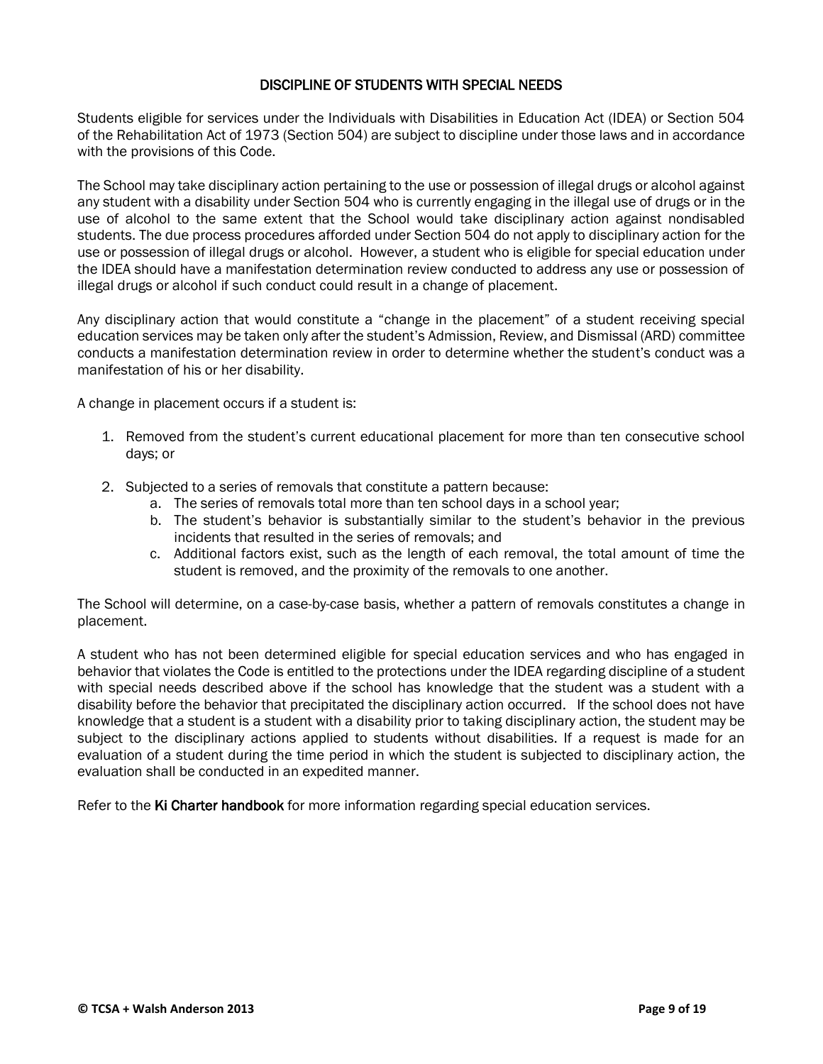## DISCIPLINE OF STUDENTS WITH SPECIAL NEEDS

Students eligible for services under the Individuals with Disabilities in Education Act (IDEA) or Section 504 of the Rehabilitation Act of 1973 (Section 504) are subject to discipline under those laws and in accordance with the provisions of this Code.

The School may take disciplinary action pertaining to the use or possession of illegal drugs or alcohol against any student with a disability under Section 504 who is currently engaging in the illegal use of drugs or in the use of alcohol to the same extent that the School would take disciplinary action against nondisabled students. The due process procedures afforded under Section 504 do not apply to disciplinary action for the use or possession of illegal drugs or alcohol. However, a student who is eligible for special education under the IDEA should have a manifestation determination review conducted to address any use or possession of illegal drugs or alcohol if such conduct could result in a change of placement.

Any disciplinary action that would constitute a "change in the placement" of a student receiving special education services may be taken only after the student's Admission, Review, and Dismissal (ARD) committee conducts a manifestation determination review in order to determine whether the student's conduct was a manifestation of his or her disability.

A change in placement occurs if a student is:

1. Removed from the student's current educational placement for more than ten consecutive school days; or
2. Subjected to a series of removals that constitute a pattern because:
   a. The series of removals total more than ten school days in a school year;
   b. The student's behavior is substantially similar to the student's behavior in the previous incidents that resulted in the series of removals; and
   c. Additional factors exist, such as the length of each removal, the total amount of time the student is removed, and the proximity of the removals to one another.

The School will determine, on a case-by-case basis, whether a pattern of removals constitutes a change in placement.

A student who has not been determined eligible for special education services and who has engaged in behavior that violates the Code is entitled to the protections under the IDEA regarding discipline of a student with special needs described above if the school has knowledge that the student was a student with a disability before the behavior that precipitated the disciplinary action occurred. If the school does not have knowledge that a student is a student with a disability prior to taking disciplinary action, the student may be subject to the disciplinary actions applied to students without disabilities. If a request is made for an evaluation of a student during the time period in which the student is subjected to disciplinary action, the evaluation shall be conducted in an expedited manner.

Refer to the **Ki Charter handbook** for more information regarding special education services.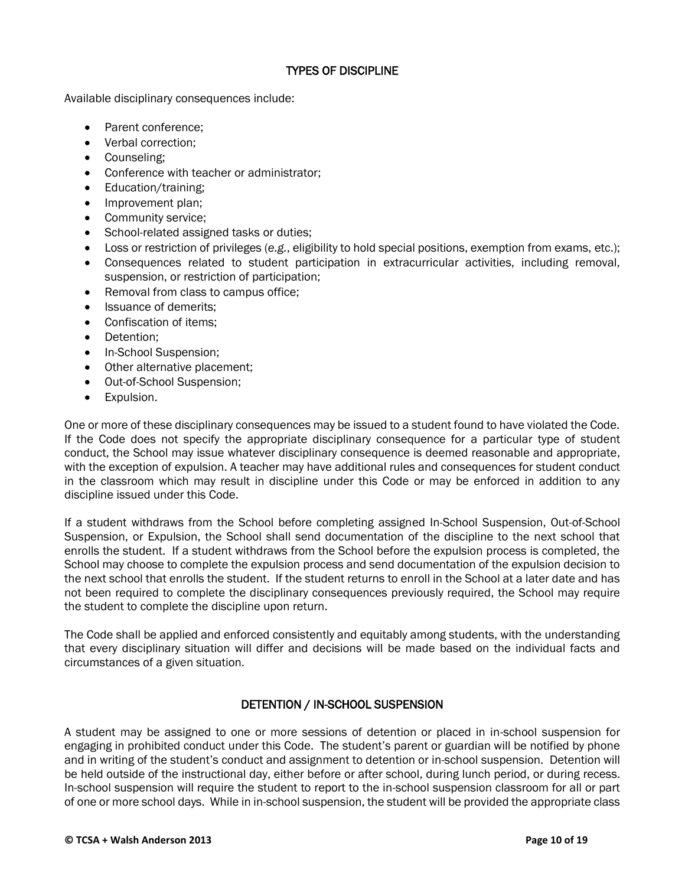## TYPES OF DISCIPLINE

Available disciplinary consequences include:

- Parent conference;
- Verbal correction;
- Counseling;
- Conference with teacher or administrator;
- Education/training;
- Improvement plan;
- Community service;
- School-related assigned tasks or duties;
- Loss or restriction of privileges (*e.g.*, eligibility to hold special positions, exemption from exams, etc.);
- Consequences related to student participation in extracurricular activities, including removal, suspension, or restriction of participation;
- Removal from class to campus office;
- Issuance of demerits;
- Confiscation of items;
- Detention;
- In-School Suspension;
- Other alternative placement;
- Out-of-School Suspension;
- Expulsion.

One or more of these disciplinary consequences may be issued to a student found to have violated the Code. If the Code does not specify the appropriate disciplinary consequence for a particular type of student conduct, the School may issue whatever disciplinary consequence is deemed reasonable and appropriate, with the exception of expulsion. A teacher may have additional rules and consequences for student conduct in the classroom which may result in discipline under this Code or may be enforced in addition to any discipline issued under this Code.

If a student withdraws from the School before completing assigned In-School Suspension, Out-of-School Suspension, or Expulsion, the School shall send documentation of the discipline to the next school that enrolls the student. If a student withdraws from the School before the expulsion process is completed, the School may choose to complete the expulsion process and send documentation of the expulsion decision to the next school that enrolls the student. If the student returns to enroll in the School at a later date and has not been required to complete the disciplinary consequences previously required, the School may require the student to complete the discipline upon return.

The Code shall be applied and enforced consistently and equitably among students, with the understanding that every disciplinary situation will differ and decisions will be made based on the individual facts and circumstances of a given situation.

## DETENTION / IN-SCHOOL SUSPENSION

A student may be assigned to one or more sessions of detention or placed in in-school suspension for engaging in prohibited conduct under this Code. The student's parent or guardian will be notified by phone and in writing of the student's conduct and assignment to detention or in-school suspension. Detention will be held outside of the instructional day, either before or after school, during lunch period, or during recess. In-school suspension will require the student to report to the in-school suspension classroom for all or part of one or more school days. While in in-school suspension, the student will be provided the appropriate class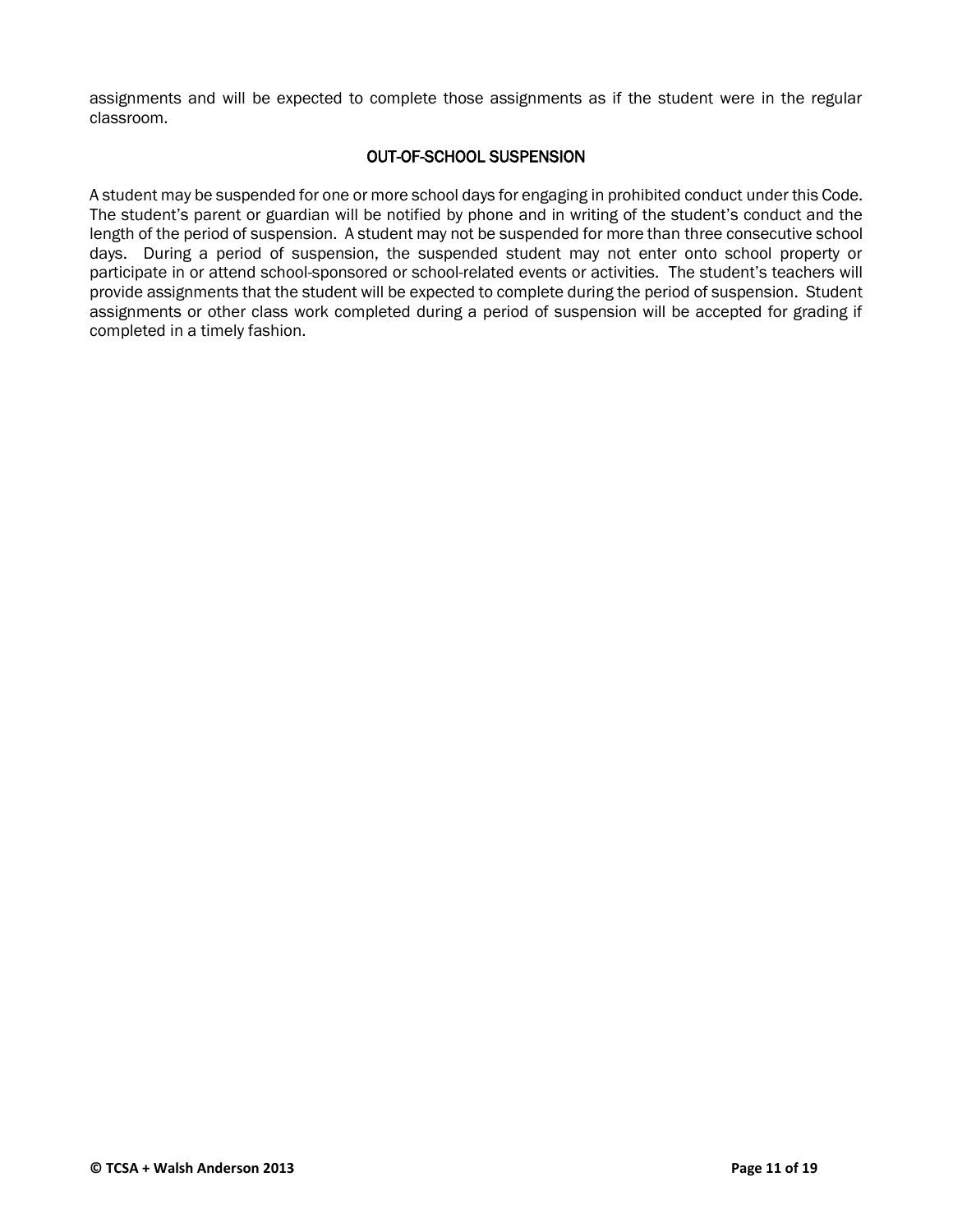assignments and will be expected to complete those assignments as if the student were in the regular classroom.

## OUT-OF-SCHOOL SUSPENSION

A student may be suspended for one or more school days for engaging in prohibited conduct under this Code. The student's parent or guardian will be notified by phone and in writing of the student's conduct and the length of the period of suspension. A student may not be suspended for more than three consecutive school days. During a period of suspension, the suspended student may not enter onto school property or participate in or attend school-sponsored or school-related events or activities. The student's teachers will provide assignments that the student will be expected to complete during the period of suspension. Student assignments or other class work completed during a period of suspension will be accepted for grading if completed in a timely fashion.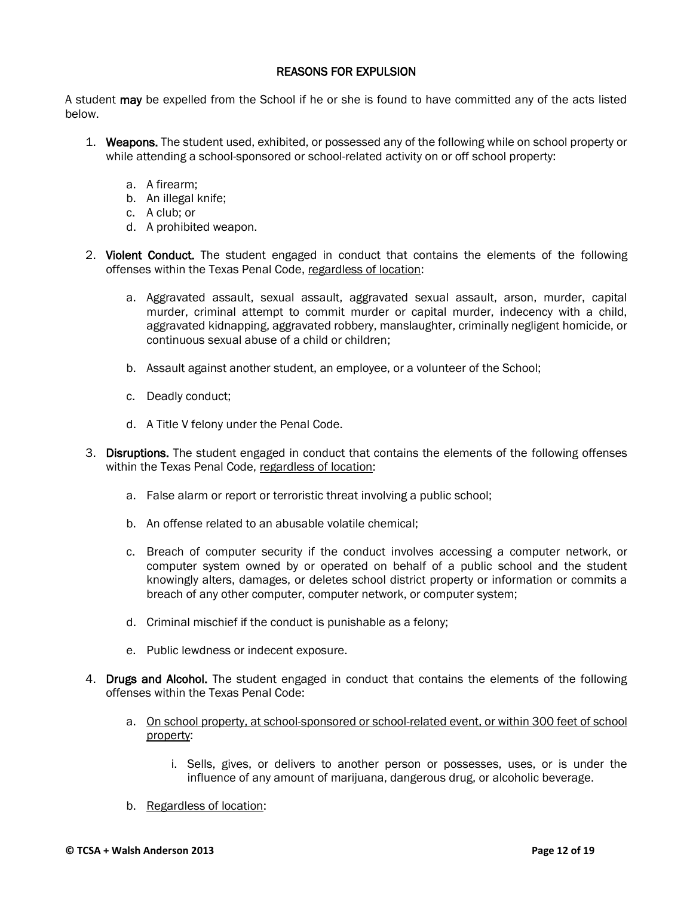## REASONS FOR EXPULSION

A student **may** be expelled from the School if he or she is found to have committed any of the acts listed below.

1. **Weapons.** The student used, exhibited, or possessed any of the following while on school property or while attending a school-sponsored or school-related activity on or off school property:

    a. A firearm;
    b. An illegal knife;
    c. A club; or
    d. A prohibited weapon.

2. **Violent Conduct.** The student engaged in conduct that contains the elements of the following offenses within the Texas Penal Code, <u>regardless of location</u>:

    a. Aggravated assault, sexual assault, aggravated sexual assault, arson, murder, capital murder, criminal attempt to commit murder or capital murder, indecency with a child, aggravated kidnapping, aggravated robbery, manslaughter, criminally negligent homicide, or continuous sexual abuse of a child or children;

    b. Assault against another student, an employee, or a volunteer of the School;

    c. Deadly conduct;

    d. A Title V felony under the Penal Code.

3. **Disruptions.** The student engaged in conduct that contains the elements of the following offenses within the Texas Penal Code, <u>regardless of location</u>:

    a. False alarm or report or terroristic threat involving a public school;

    b. An offense related to an abusable volatile chemical;

    c. Breach of computer security if the conduct involves accessing a computer network, or computer system owned by or operated on behalf of a public school and the student knowingly alters, damages, or deletes school district property or information or commits a breach of any other computer, computer network, or computer system;

    d. Criminal mischief if the conduct is punishable as a felony;

    e. Public lewdness or indecent exposure.

4. **Drugs and Alcohol.** The student engaged in conduct that contains the elements of the following offenses within the Texas Penal Code:

    a. <u>On school property, at school-sponsored or school-related event, or within 300 feet of school property</u>:

        i. Sells, gives, or delivers to another person or possesses, uses, or is under the influence of any amount of marijuana, dangerous drug, or alcoholic beverage.

    b. <u>Regardless of location</u>: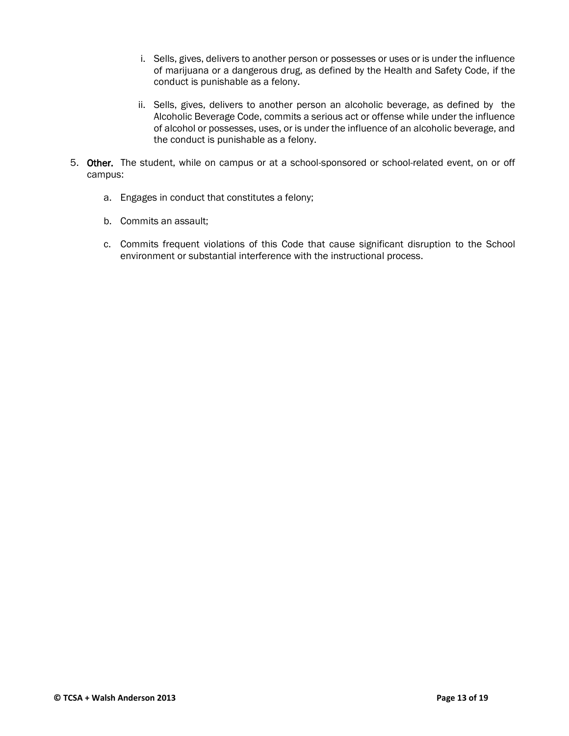i. Sells, gives, delivers to another person or possesses or uses or is under the influence of marijuana or a dangerous drug, as defined by the Health and Safety Code, if the conduct is punishable as a felony.

   ii. Sells, gives, delivers to another person an alcoholic beverage, as defined by the Alcoholic Beverage Code, commits a serious act or offense while under the influence of alcohol or possesses, uses, or is under the influence of an alcoholic beverage, and the conduct is punishable as a felony.

5. **Other.** The student, while on campus or at a school-sponsored or school-related event, on or off campus:

   a. Engages in conduct that constitutes a felony;

   b. Commits an assault;

   c. Commits frequent violations of this Code that cause significant disruption to the School environment or substantial interference with the instructional process.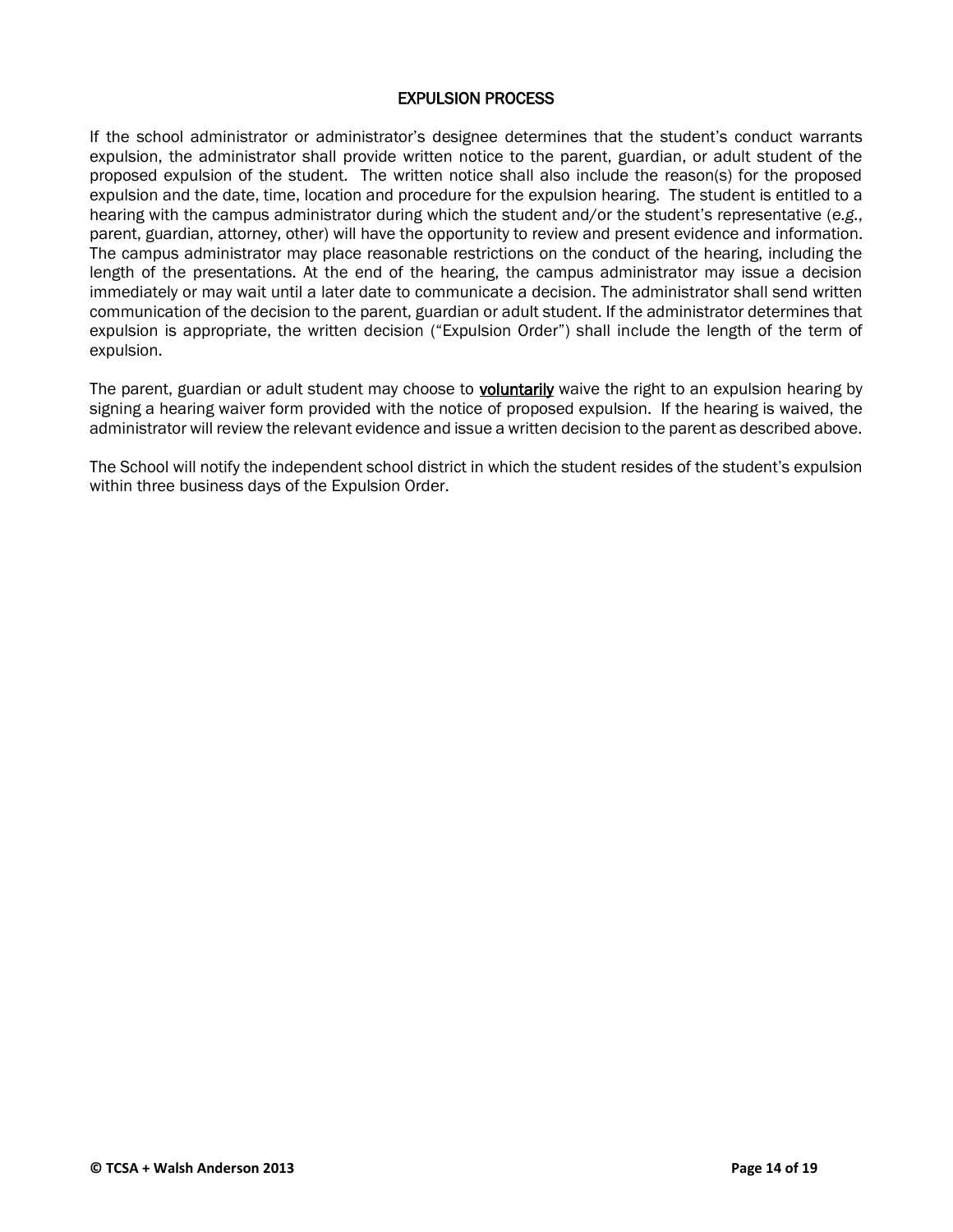## EXPULSION PROCESS

If the school administrator or administrator's designee determines that the student's conduct warrants expulsion, the administrator shall provide written notice to the parent, guardian, or adult student of the proposed expulsion of the student. The written notice shall also include the reason(s) for the proposed expulsion and the date, time, location and procedure for the expulsion hearing. The student is entitled to a hearing with the campus administrator during which the student and/or the student's representative (*e.g.*, parent, guardian, attorney, other) will have the opportunity to review and present evidence and information. The campus administrator may place reasonable restrictions on the conduct of the hearing, including the length of the presentations. At the end of the hearing, the campus administrator may issue a decision immediately or may wait until a later date to communicate a decision. The administrator shall send written communication of the decision to the parent, guardian or adult student. If the administrator determines that expulsion is appropriate, the written decision ("Expulsion Order") shall include the length of the term of expulsion.

The parent, guardian or adult student may choose to **voluntarily** waive the right to an expulsion hearing by signing a hearing waiver form provided with the notice of proposed expulsion. If the hearing is waived, the administrator will review the relevant evidence and issue a written decision to the parent as described above.

The School will notify the independent school district in which the student resides of the student's expulsion within three business days of the Expulsion Order.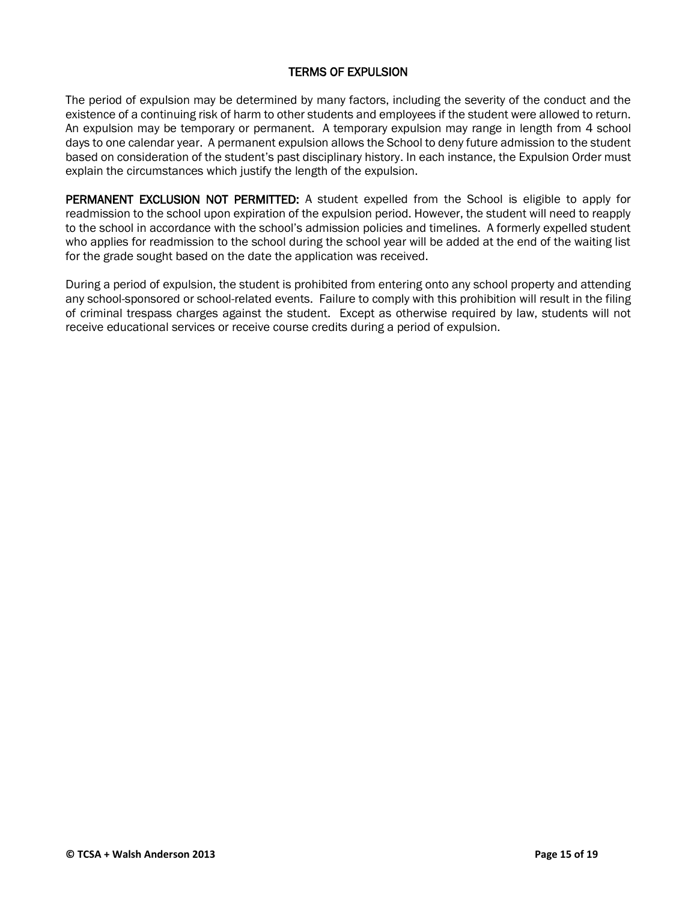## TERMS OF EXPULSION

The period of expulsion may be determined by many factors, including the severity of the conduct and the existence of a continuing risk of harm to other students and employees if the student were allowed to return. An expulsion may be temporary or permanent. A temporary expulsion may range in length from 4 school days to one calendar year. A permanent expulsion allows the School to deny future admission to the student based on consideration of the student's past disciplinary history. In each instance, the Expulsion Order must explain the circumstances which justify the length of the expulsion.

**PERMANENT EXCLUSION NOT PERMITTED:** A student expelled from the School is eligible to apply for readmission to the school upon expiration of the expulsion period. However, the student will need to reapply to the school in accordance with the school's admission policies and timelines. A formerly expelled student who applies for readmission to the school during the school year will be added at the end of the waiting list for the grade sought based on the date the application was received.

During a period of expulsion, the student is prohibited from entering onto any school property and attending any school-sponsored or school-related events. Failure to comply with this prohibition will result in the filing of criminal trespass charges against the student. Except as otherwise required by law, students will not receive educational services or receive course credits during a period of expulsion.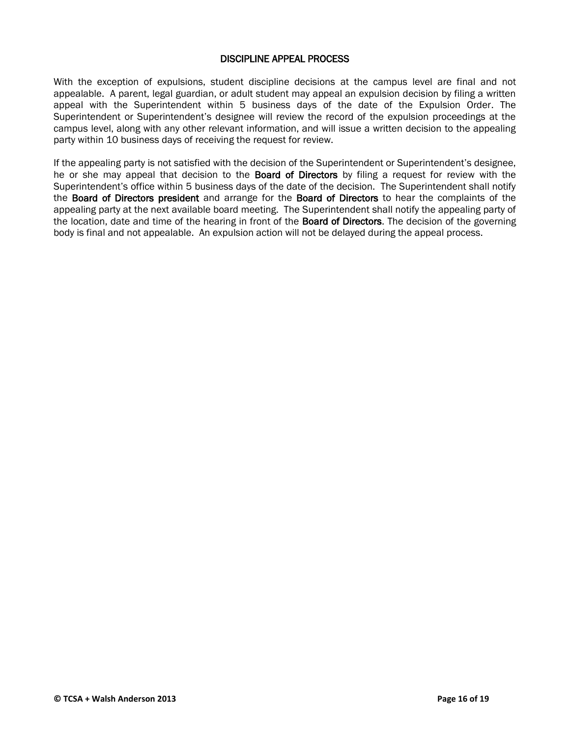## DISCIPLINE APPEAL PROCESS

With the exception of expulsions, student discipline decisions at the campus level are final and not appealable. A parent, legal guardian, or adult student may appeal an expulsion decision by filing a written appeal with the Superintendent within 5 business days of the date of the Expulsion Order. The Superintendent or Superintendent's designee will review the record of the expulsion proceedings at the campus level, along with any other relevant information, and will issue a written decision to the appealing party within 10 business days of receiving the request for review.

If the appealing party is not satisfied with the decision of the Superintendent or Superintendent's designee, he or she may appeal that decision to the **Board of Directors** by filing a request for review with the Superintendent's office within 5 business days of the date of the decision. The Superintendent shall notify the **Board of Directors president** and arrange for the **Board of Directors** to hear the complaints of the appealing party at the next available board meeting. The Superintendent shall notify the appealing party of the location, date and time of the hearing in front of the **Board of Directors**. The decision of the governing body is final and not appealable. An expulsion action will not be delayed during the appeal process.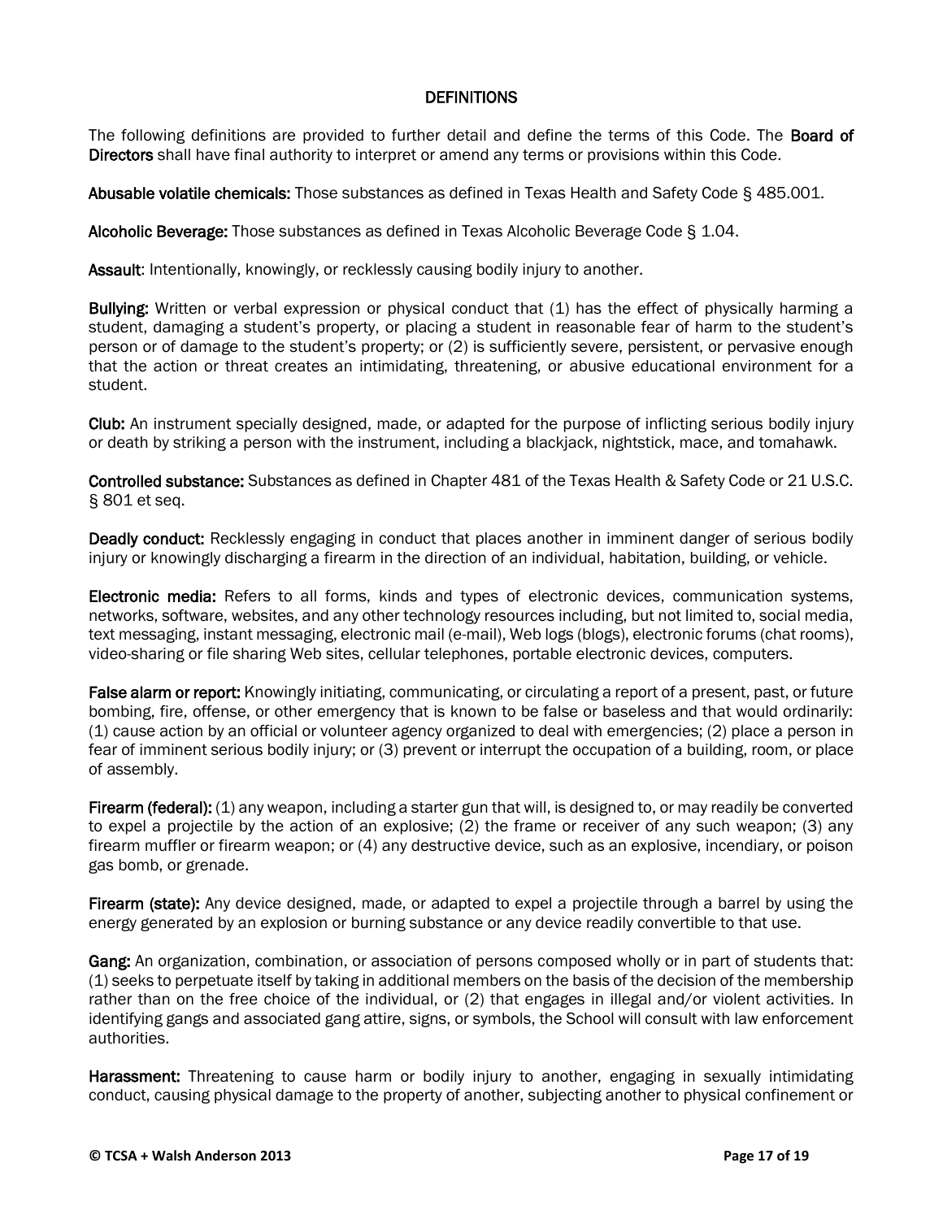## DEFINITIONS

The following definitions are provided to further detail and define the terms of this Code. The **Board of Directors** shall have final authority to interpret or amend any terms or provisions within this Code.

**Abusable volatile chemicals:** Those substances as defined in Texas Health and Safety Code § 485.001.

**Alcoholic Beverage:** Those substances as defined in Texas Alcoholic Beverage Code § 1.04.

**Assault**: Intentionally, knowingly, or recklessly causing bodily injury to another.

**Bullying:** Written or verbal expression or physical conduct that (1) has the effect of physically harming a student, damaging a student's property, or placing a student in reasonable fear of harm to the student's person or of damage to the student's property; or (2) is sufficiently severe, persistent, or pervasive enough that the action or threat creates an intimidating, threatening, or abusive educational environment for a student.

**Club:** An instrument specially designed, made, or adapted for the purpose of inflicting serious bodily injury or death by striking a person with the instrument, including a blackjack, nightstick, mace, and tomahawk.

**Controlled substance:** Substances as defined in Chapter 481 of the Texas Health & Safety Code or 21 U.S.C. § 801 et seq.

**Deadly conduct:** Recklessly engaging in conduct that places another in imminent danger of serious bodily injury or knowingly discharging a firearm in the direction of an individual, habitation, building, or vehicle.

**Electronic media:** Refers to all forms, kinds and types of electronic devices, communication systems, networks, software, websites, and any other technology resources including, but not limited to, social media, text messaging, instant messaging, electronic mail (e-mail), Web logs (blogs), electronic forums (chat rooms), video-sharing or file sharing Web sites, cellular telephones, portable electronic devices, computers.

**False alarm or report:** Knowingly initiating, communicating, or circulating a report of a present, past, or future bombing, fire, offense, or other emergency that is known to be false or baseless and that would ordinarily: (1) cause action by an official or volunteer agency organized to deal with emergencies; (2) place a person in fear of imminent serious bodily injury; or (3) prevent or interrupt the occupation of a building, room, or place of assembly.

**Firearm (federal):** (1) any weapon, including a starter gun that will, is designed to, or may readily be converted to expel a projectile by the action of an explosive; (2) the frame or receiver of any such weapon; (3) any firearm muffler or firearm weapon; or (4) any destructive device, such as an explosive, incendiary, or poison gas bomb, or grenade.

**Firearm (state):** Any device designed, made, or adapted to expel a projectile through a barrel by using the energy generated by an explosion or burning substance or any device readily convertible to that use.

**Gang:** An organization, combination, or association of persons composed wholly or in part of students that: (1) seeks to perpetuate itself by taking in additional members on the basis of the decision of the membership rather than on the free choice of the individual, or (2) that engages in illegal and/or violent activities. In identifying gangs and associated gang attire, signs, or symbols, the School will consult with law enforcement authorities.

**Harassment:** Threatening to cause harm or bodily injury to another, engaging in sexually intimidating conduct, causing physical damage to the property of another, subjecting another to physical confinement or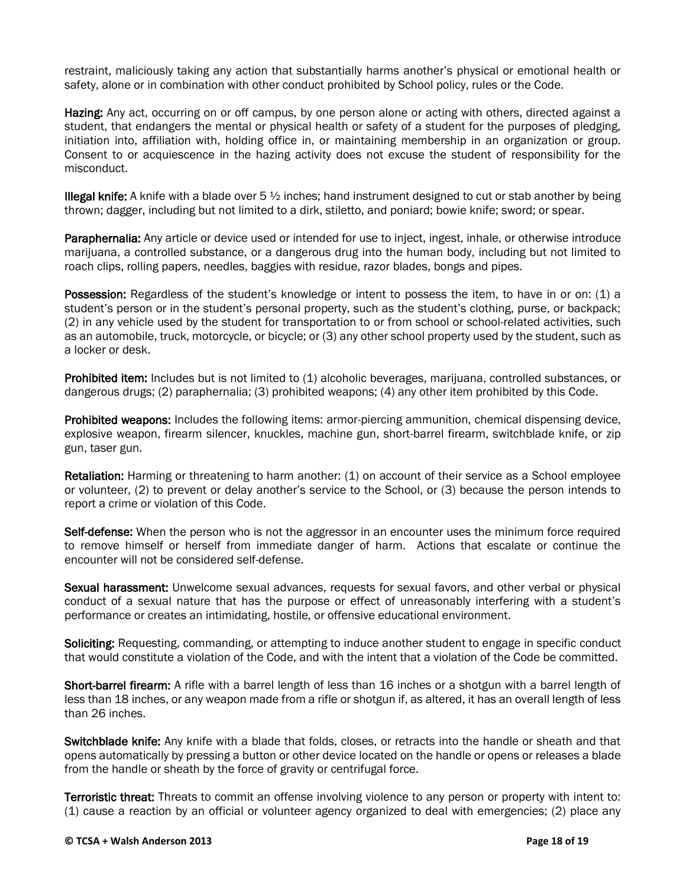restraint, maliciously taking any action that substantially harms another's physical or emotional health or safety, alone or in combination with other conduct prohibited by School policy, rules or the Code.

**Hazing:** Any act, occurring on or off campus, by one person alone or acting with others, directed against a student, that endangers the mental or physical health or safety of a student for the purposes of pledging, initiation into, affiliation with, holding office in, or maintaining membership in an organization or group. Consent to or acquiescence in the hazing activity does not excuse the student of responsibility for the misconduct.

**Illegal knife:** A knife with a blade over 5 ½ inches; hand instrument designed to cut or stab another by being thrown; dagger, including but not limited to a dirk, stiletto, and poniard; bowie knife; sword; or spear.

**Paraphernalia:** Any article or device used or intended for use to inject, ingest, inhale, or otherwise introduce marijuana, a controlled substance, or a dangerous drug into the human body, including but not limited to roach clips, rolling papers, needles, baggies with residue, razor blades, bongs and pipes.

**Possession:** Regardless of the student's knowledge or intent to possess the item, to have in or on: (1) a student's person or in the student's personal property, such as the student's clothing, purse, or backpack; (2) in any vehicle used by the student for transportation to or from school or school-related activities, such as an automobile, truck, motorcycle, or bicycle; or (3) any other school property used by the student, such as a locker or desk.

**Prohibited item:** Includes but is not limited to (1) alcoholic beverages, marijuana, controlled substances, or dangerous drugs; (2) paraphernalia; (3) prohibited weapons; (4) any other item prohibited by this Code.

**Prohibited weapons:** Includes the following items: armor-piercing ammunition, chemical dispensing device, explosive weapon, firearm silencer, knuckles, machine gun, short-barrel firearm, switchblade knife, or zip gun, taser gun.

**Retaliation:** Harming or threatening to harm another: (1) on account of their service as a School employee or volunteer, (2) to prevent or delay another's service to the School, or (3) because the person intends to report a crime or violation of this Code.

**Self-defense:** When the person who is not the aggressor in an encounter uses the minimum force required to remove himself or herself from immediate danger of harm. Actions that escalate or continue the encounter will not be considered self-defense.

**Sexual harassment:** Unwelcome sexual advances, requests for sexual favors, and other verbal or physical conduct of a sexual nature that has the purpose or effect of unreasonably interfering with a student's performance or creates an intimidating, hostile, or offensive educational environment.

**Soliciting:** Requesting, commanding, or attempting to induce another student to engage in specific conduct that would constitute a violation of the Code, and with the intent that a violation of the Code be committed.

**Short-barrel firearm:** A rifle with a barrel length of less than 16 inches or a shotgun with a barrel length of less than 18 inches, or any weapon made from a rifle or shotgun if, as altered, it has an overall length of less than 26 inches.

**Switchblade knife:** Any knife with a blade that folds, closes, or retracts into the handle or sheath and that opens automatically by pressing a button or other device located on the handle or opens or releases a blade from the handle or sheath by the force of gravity or centrifugal force.

**Terroristic threat:** Threats to commit an offense involving violence to any person or property with intent to: (1) cause a reaction by an official or volunteer agency organized to deal with emergencies; (2) place any

© TCSA + Walsh Anderson 2013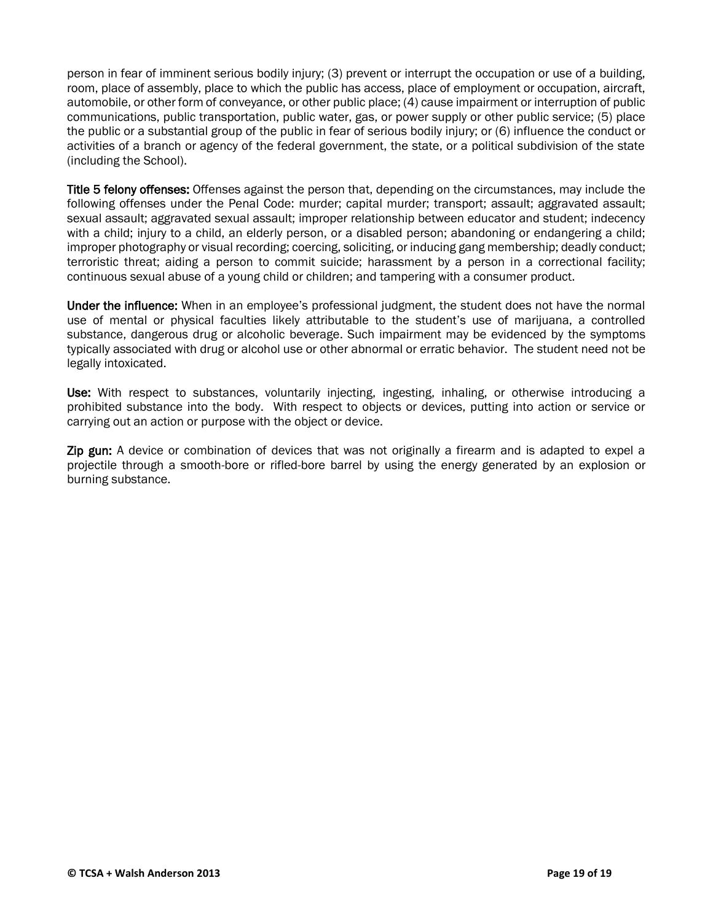person in fear of imminent serious bodily injury; (3) prevent or interrupt the occupation or use of a building, room, place of assembly, place to which the public has access, place of employment or occupation, aircraft, automobile, or other form of conveyance, or other public place; (4) cause impairment or interruption of public communications, public transportation, public water, gas, or power supply or other public service; (5) place the public or a substantial group of the public in fear of serious bodily injury; or (6) influence the conduct or activities of a branch or agency of the federal government, the state, or a political subdivision of the state (including the School).

**Title 5 felony offenses:** Offenses against the person that, depending on the circumstances, may include the following offenses under the Penal Code: murder; capital murder; transport; assault; aggravated assault; sexual assault; aggravated sexual assault; improper relationship between educator and student; indecency with a child; injury to a child, an elderly person, or a disabled person; abandoning or endangering a child; improper photography or visual recording; coercing, soliciting, or inducing gang membership; deadly conduct; terroristic threat; aiding a person to commit suicide; harassment by a person in a correctional facility; continuous sexual abuse of a young child or children; and tampering with a consumer product.

**Under the influence:** When in an employee's professional judgment, the student does not have the normal use of mental or physical faculties likely attributable to the student's use of marijuana, a controlled substance, dangerous drug or alcoholic beverage. Such impairment may be evidenced by the symptoms typically associated with drug or alcohol use or other abnormal or erratic behavior. The student need not be legally intoxicated.

**Use:** With respect to substances, voluntarily injecting, ingesting, inhaling, or otherwise introducing a prohibited substance into the body. With respect to objects or devices, putting into action or service or carrying out an action or purpose with the object or device.

**Zip gun:** A device or combination of devices that was not originally a firearm and is adapted to expel a projectile through a smooth-bore or rifled-bore barrel by using the energy generated by an explosion or burning substance.

© TCSA + Walsh Anderson 2013